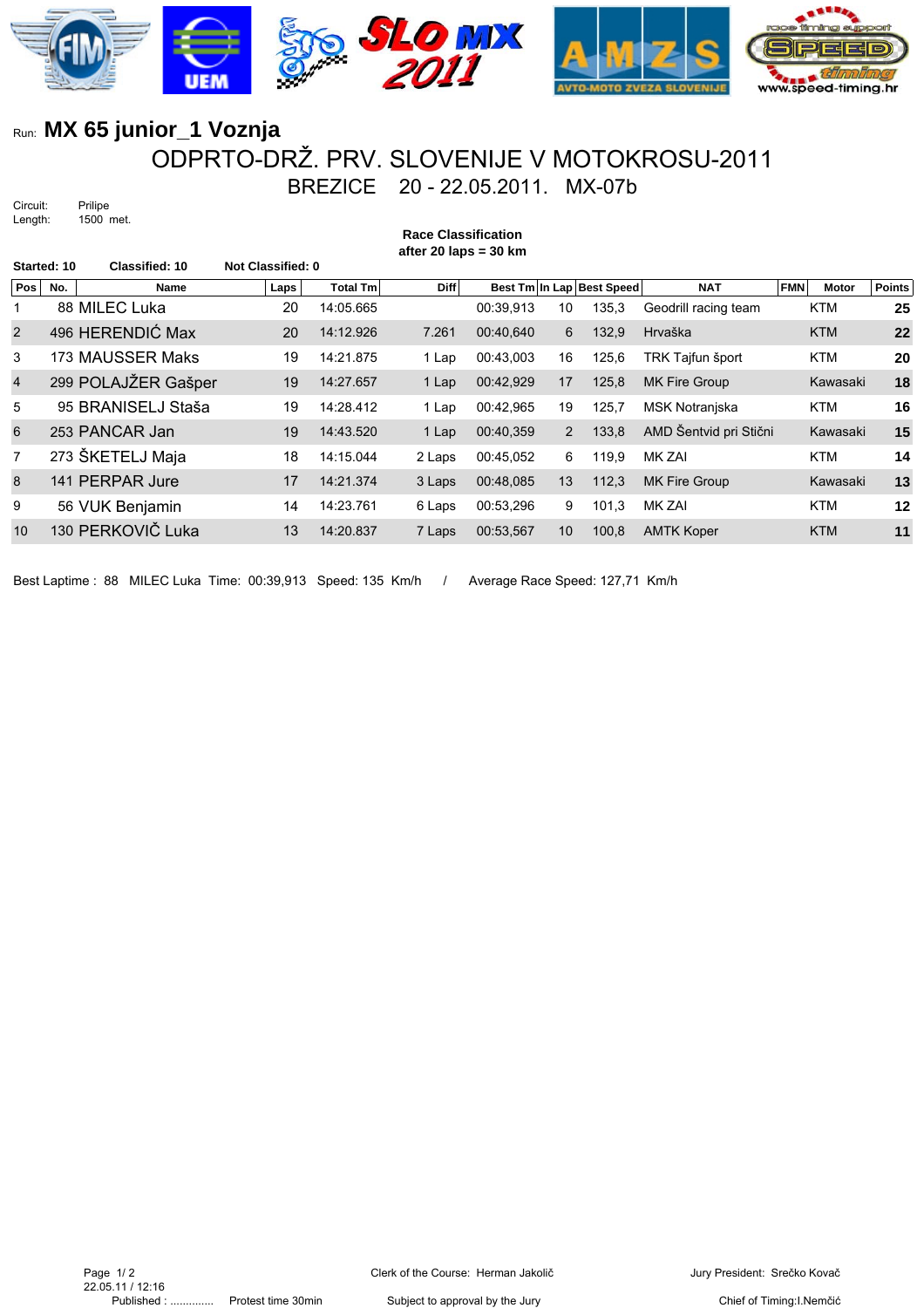Run: **MX 65 junior_1 Voznja**

# ODPRTO-DRŽ. PRV. SLOVENIJE V MOTOKROSU-2011

## BREZICE 20 - 22.05.2011. MX-07b

Circuit: Prilipe
Length: 1500 met.

**Race Classification**
**after 20 laps = 30 km**

**Started: 10** **Classified: 10** **Not Classified: 0**

| Pos | No. | Name | Laps | Total Tm | Diff | Best Tm | In Lap | Best Speed | NAT | FMN | Motor | Points |
|---|---|---|---|---|---|---|---|---|---|---|---|---|
| 1 | 88 | MILEC Luka | 20 | 14:05.665 | | 00:39,913 | 10 | 135,3 | Geodrill racing team | | KTM | 25 |
| 2 | 496 | HERENDIĆ Max | 20 | 14:12.926 | 7.261 | 00:40,640 | 6 | 132,9 | Hrvaška | | KTM | 22 |
| 3 | 173 | MAUSSER Maks | 19 | 14:21.875 | 1 Lap | 00:43,003 | 16 | 125,6 | TRK Tajfun šport | | KTM | 20 |
| 4 | 299 | POLAJŽER Gašper | 19 | 14:27.657 | 1 Lap | 00:42,929 | 17 | 125,8 | MK Fire Group | | Kawasaki | 18 |
| 5 | 95 | BRANISELJ Staša | 19 | 14:28.412 | 1 Lap | 00:42,965 | 19 | 125,7 | MSK Notranjska | | KTM | 16 |
| 6 | 253 | PANCAR Jan | 19 | 14:43.520 | 1 Lap | 00:40,359 | 2 | 133,8 | AMD Šentvid pri Stični | | Kawasaki | 15 |
| 7 | 273 | ŠKETELJ Maja | 18 | 14:15.044 | 2 Laps | 00:45,052 | 6 | 119,9 | MK ZAI | | KTM | 14 |
| 8 | 141 | PERPAR Jure | 17 | 14:21.374 | 3 Laps | 00:48,085 | 13 | 112,3 | MK Fire Group | | Kawasaki | 13 |
| 9 | 56 | VUK Benjamin | 14 | 14:23.761 | 6 Laps | 00:53,296 | 9 | 101,3 | MK ZAI | | KTM | 12 |
| 10 | 130 | PERKOVIČ Luka | 13 | 14:20.837 | 7 Laps | 00:53,567 | 10 | 100,8 | AMTK Koper | | KTM | 11 |

Best Laptime : 88 MILEC Luka Time: 00:39,913 Speed: 135 Km/h / Average Race Speed: 127,71 Km/h

22.05.11 / 12:16
Published : ............. Protest time 30min

Clerk of the Course: Herman Jakolič
Subject to approval by the Jury

Jury President: Srečko Kovač
Chief of Timing:I.Nemčić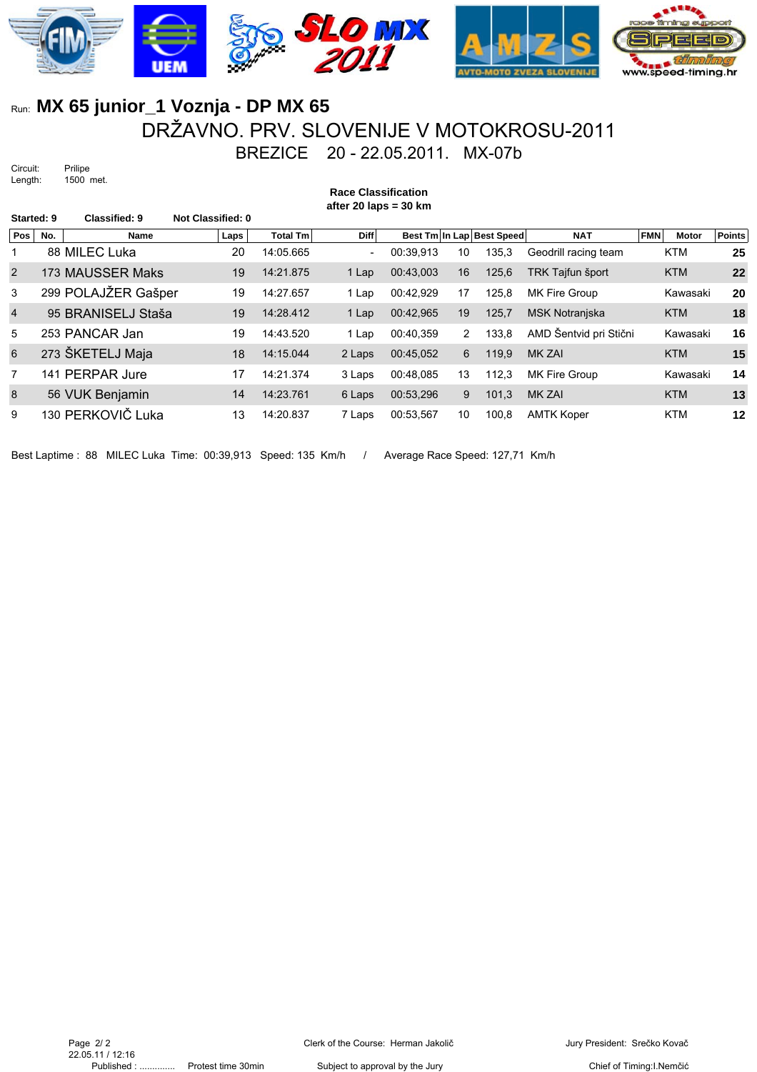Run: **MX 65 junior_1 Voznja - DP MX 65**

## DRŽAVNO. PRV. SLOVENIJE V MOTOKROSU-2011

### BREZICE 20 - 22.05.2011. MX-07b

Circuit: Prilipe
Length: 1500 met.

**Race Classification**
**after 20 laps = 30 km**

**Started: 9** **Classified: 9** **Not Classified: 0**

| Pos | No. | Name | Laps | Total Tm | Diff | Best Tm | In Lap | Best Speed | NAT | FMN | Motor | Points |
|---|---|---|---|---|---|---|---|---|---|---|---|---|
| 1 | 88 | MILEC Luka | 20 | 14:05.665 | - | 00:39,913 | 10 | 135,3 | Geodrill racing team | | KTM | 25 |
| 2 | 173 | MAUSSER Maks | 19 | 14:21.875 | 1 Lap | 00:43,003 | 16 | 125,6 | TRK Tajfun šport | | KTM | 22 |
| 3 | 299 | POLAJŽER Gašper | 19 | 14:27.657 | 1 Lap | 00:42,929 | 17 | 125,8 | MK Fire Group | | Kawasaki | 20 |
| 4 | 95 | BRANISELJ Staša | 19 | 14:28.412 | 1 Lap | 00:42,965 | 19 | 125,7 | MSK Notranjska | | KTM | 18 |
| 5 | 253 | PANCAR Jan | 19 | 14:43.520 | 1 Lap | 00:40,359 | 2 | 133,8 | AMD Šentvid pri Stični | | Kawasaki | 16 |
| 6 | 273 | ŠKETELJ Maja | 18 | 14:15.044 | 2 Laps | 00:45,052 | 6 | 119,9 | MK ZAI | | KTM | 15 |
| 7 | 141 | PERPAR Jure | 17 | 14:21.374 | 3 Laps | 00:48,085 | 13 | 112,3 | MK Fire Group | | Kawasaki | 14 |
| 8 | 56 | VUK Benjamin | 14 | 14:23.761 | 6 Laps | 00:53,296 | 9 | 101,3 | MK ZAI | | KTM | 13 |
| 9 | 130 | PERKOVIČ Luka | 13 | 14:20.837 | 7 Laps | 00:53,567 | 10 | 100,8 | AMTK Koper | | KTM | 12 |

Best Laptime : 88 MILEC Luka Time: 00:39,913 Speed: 135 Km/h / Average Race Speed: 127,71 Km/h

22.05.11 / 12:16
Published : .............. Protest time 30min

Clerk of the Course: Herman Jakolič
Subject to approval by the Jury

Jury President: Srečko Kovač
Chief of Timing:I.Nemčić